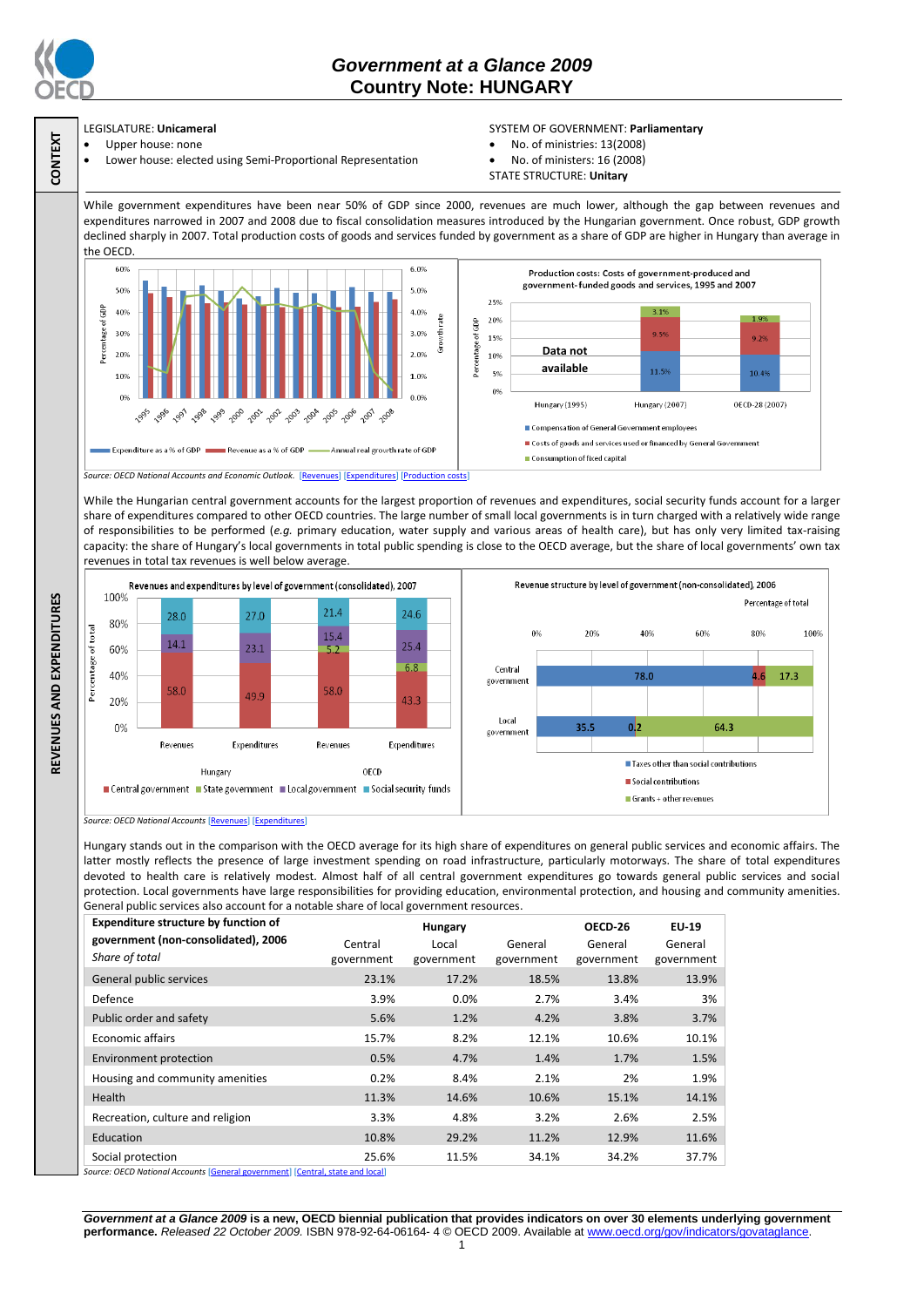# Government at a Glance 2009
## Country Note: HUNGARY

CONTEXT

LEGISLATURE: **Unicameral**
- Upper house: none
- Lower house: elected using Semi-Proportional Representation

SYSTEM OF GOVERNMENT: **Parliamentary**
- No. of ministries: 13(2008)
- No. of ministers: 16 (2008)

STATE STRUCTURE: **Unitary**

REVENUES AND EXPENDITURES

While government expenditures have been near 50% of GDP since 2000, revenues are much lower, although the gap between revenues and expenditures narrowed in 2007 and 2008 due to fiscal consolidation measures introduced by the Hungarian government. Once robust, GDP growth declined sharply in 2007. Total production costs of goods and services funded by government as a share of GDP are higher in Hungary than average in the OECD.

*Source: OECD National Accounts and Economic Outlook.* [Revenues] [Expenditures] [Production costs]

While the Hungarian central government accounts for the largest proportion of revenues and expenditures, social security funds account for a larger share of expenditures compared to other OECD countries. The large number of small local governments is in turn charged with a relatively wide range of responsibilities to be performed (*e.g.* primary education, water supply and various areas of health care), but has only very limited tax-raising capacity: the share of Hungary's local governments in total public spending is close to the OECD average, but the share of local governments' own tax revenues in total tax revenues is well below average.

*Source: OECD National Accounts* [Revenues] [Expenditures]

Hungary stands out in the comparison with the OECD average for its high share of expenditures on general public services and economic affairs. The latter mostly reflects the presence of large investment spending on road infrastructure, particularly motorways. The share of total expenditures devoted to health care is relatively modest. Almost half of all central government expenditures go towards general public services and social protection. Local governments have large responsibilities for providing education, environmental protection, and housing and community amenities. General public services also account for a notable share of local government resources.

| **Expenditure structure by function of government (non-consolidated), 2006** *Share of total* | **Hungary** | | | **OECD-26** | **EU-19** |
|---|---|---|---|---|---|
| | Central government | Local government | General government | General government | General government |
| General public services | 23.1% | 17.2% | 18.5% | 13.8% | 13.9% |
| Defence | 3.9% | 0.0% | 2.7% | 3.4% | 3% |
| Public order and safety | 5.6% | 1.2% | 4.2% | 3.8% | 3.7% |
| Economic affairs | 15.7% | 8.2% | 12.1% | 10.6% | 10.1% |
| Environment protection | 0.5% | 4.7% | 1.4% | 1.7% | 1.5% |
| Housing and community amenities | 0.2% | 8.4% | 2.1% | 2% | 1.9% |
| Health | 11.3% | 14.6% | 10.6% | 15.1% | 14.1% |
| Recreation, culture and religion | 3.3% | 4.8% | 3.2% | 2.6% | 2.5% |
| Education | 10.8% | 29.2% | 11.2% | 12.9% | 11.6% |
| Social protection | 25.6% | 11.5% | 34.1% | 34.2% | 37.7% |

*Source: OECD National Accounts* [General government] [Central, state and local]

**Government at a Glance 2009 is a new, OECD biennial publication that provides indicators on over 30 elements underlying government performance.** *Released 22 October 2009.* ISBN 978-92-64-06164- 4 © OECD 2009. Available at www.oecd.org/gov/indicators/govataglance.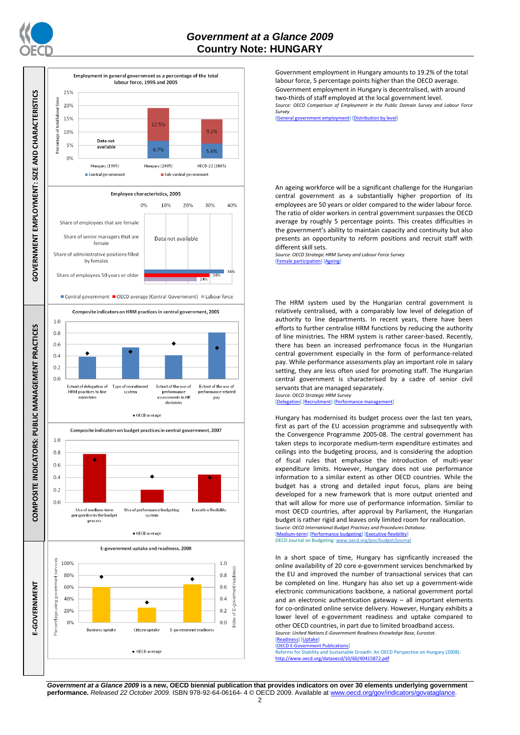# Government at a Glance 2009
## Country Note: HUNGARY

### GOVERNMENT EMPLOYMENT: SIZE AND CHARACTERISTICS

**Employment in general government as a percentage of the total labour force, 1995 and 2005**

| | Central government | Sub-central government |
|---|---|---|
| Hungary (1995) | Data not available | |
| Hungary (2005) | 6.7% | 12.5% |
| OECD-22 (2005) | 5.6% | 9.2% |

Government employment in Hungary amounts to 19.2% of the total labour force, 5 percentage points higher than the OECD average. Government employment in Hungary is decentralised, with around two-thirds of staff employed at the local government level.

*Source: OECD Comparison of Employment in the Public Domain Survey and Labour Force Survey*

[General government employment] [Distribution by level]

**Employee characteristics, 2005**

| | Central government | OECD average (Central Government) | Labour force |
|---|---|---|---|
| Share of employees that are female | Data not available | | |
| Share of senior managers that are female | Data not available | | |
| Share of administrative positions filled by females | Data not available | | |
| Share of employees 50 years or older | 36% | 30% | 24% |

An ageing workforce will be a significant challenge for the Hungarian central government as a substantially higher proportion of its employees are 50 years or older compared to the wider labour force. The ratio of older workers in central government surpasses the OECD average by roughly 5 percentage points. This creates difficulties in the government's ability to maintain capacity and continuity but also presents an opportunity to reform positions and recruit staff with different skill sets.

*Source: OECD Strategic HRM Survey and Labour Force Survey*

[Female participation] [Ageing]

### COMPOSITE INDICATORS: PUBLIC MANAGEMENT PRACTICES

**Composite indicators on HRM practices in central government, 2005**

(Bars: Hungary; ◆ OECD average)

- Extent of delegation of HRM practices to line ministries
- Type of recruitment system
- Extent of the use of performance assessments in HR decisions
- Extent of the use of performance-related pay

The HRM system used by the Hungarian central government is relatively centralised, with a comparably low level of delegation of authority to line departments. In recent years, there have been efforts to further centralise HRM functions by reducing the authority of line ministries. The HRM system is rather career-based. Recently, there has been an increased perfromance focus in the Hungarian central government especially in the form of performance-related pay. While performance assessments play an important role in salary setting, they are less often used for promoting staff. The Hungarian central government is characterised by a cadre of senior civil servants that are managed separately.

*Source: OECD Strategic HRM Survey*

[Delegation] [Recruitment] [Performance management]

**Composite indicators on budget practices in central government, 2007**

(Bars: Hungary; ◆ OECD average)

- Use of medium-term perspective in the budget process
- Use of performance budgeting system
- Executive flexibility

Hungary has modernised its budget process over the last ten years, first as part of the EU accession programme and subsequently with the Convergence Programme 2005-08. The central government has taken steps to incorporate medium-term expenditure estimates and ceilings into the budgeting process, and is considering the adoption of fiscal rules that emphasise the introduction of multi-year expenditure limits. However, Hungary does not use performance information to a similar extent as other OECD countries. While the budget has a strong and detailed input focus, plans are being developed for a new framework that is more output oriented and that will allow for more use of performance information. Similar to most OECD countries, after approval by Parliament, the Hungarian budget is rather rigid and leaves only limited room for reallocation.

*Source: OECD International Budget Practices and Procedures Database.*

[Medium-term] [Performance budgeting] [Executive flexibility]

OECD Journal on Budgeting: www.oecd.org/gov/budget/journal

### E-GOVERNMENT

**E-government uptake and readiness, 2008**

(Bars: Hungary; ◆ OECD average)

- Business uptake
- Citizen uptake
- E-government readiness

In a short space of time, Hungary has signficantly increased the online availability of 20 core e-government services benchmarked by the EU and improved the number of transactional services that can be completed on line. Hungary has also set up a government-wide electronic communications backbone, a national government portal and an electronic authentication gateway – all important elements for co-ordinated online service delivery. However, Hungary exhibits a lower level of e-government readiness and uptake compared to other OECD countries, in part due to limited broadband access.

*Source: United Nations E-Government Readiness Knowledge Base, Eurostat.*

[Readiness] [Uptake]

[OECD E-Government Publications]

Reforms for Stability and Sustainable Growth: An OECD Perspective on Hungary (2008): http://www.oecd.org/dataoecd/10/60/40415872.pdf

---

***Government at a Glance 2009*** **is a new, OECD biennial publication that provides indicators on over 30 elements underlying government performance.** *Released 22 October 2009.* ISBN 978-92-64-06164- 4 © OECD 2009. Available at www.oecd.org/gov/indicators/govataglance.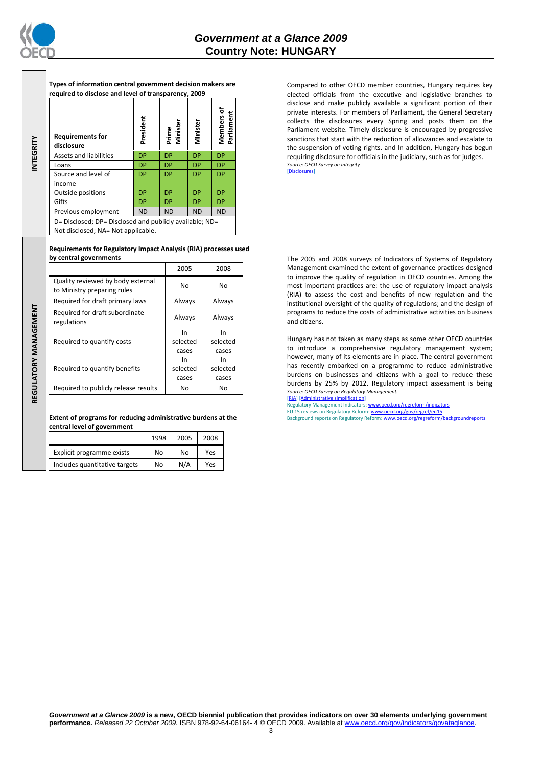## INTEGRITY

**Types of information central government decision makers are required to disclose and level of transparency, 2009**

| Requirements for disclosure | President | Prime Minister | Minister | Members of Parliament |
|---|---|---|---|---|
| Assets and liabilities | DP | DP | DP | DP |
| Loans | DP | DP | DP | DP |
| Source and level of income | DP | DP | DP | DP |
| Outside positions | DP | DP | DP | DP |
| Gifts | DP | DP | DP | DP |
| Previous employment | ND | ND | ND | ND |

D= Disclosed; DP= Disclosed and publicly available; ND= Not disclosed; NA= Not applicable.

Compared to other OECD member countries, Hungary requires key elected officials from the executive and legislative branches to disclose and make publicly available a significant portion of their private interests. For members of Parliament, the General Secretary collects the disclosures every Spring and posts them on the Parliament website. Timely disclosure is encouraged by progressive sanctions that start with the reduction of allowances and escalate to the suspension of voting rights. and In addition, Hungary has begun requiring disclosure for officials in the judiciary, such as for judges.

*Source: OECD Survey on Integrity*

[Disclosures]

## REGULATORY MANAGEMENT

**Requirements for Regulatory Impact Analysis (RIA) processes used by central governments**

| | 2005 | 2008 |
|---|---|---|
| Quality reviewed by body external to Ministry preparing rules | No | No |
| Required for draft primary laws | Always | Always |
| Required for draft subordinate regulations | Always | Always |
| Required to quantify costs | In selected cases | In selected cases |
| Required to quantify benefits | In selected cases | In selected cases |
| Required to publicly release results | No | No |

**Extent of programs for reducing administrative burdens at the central level of government**

| | 1998 | 2005 | 2008 |
|---|---|---|---|
| Explicit programme exists | No | No | Yes |
| Includes quantitative targets | No | N/A | Yes |

The 2005 and 2008 surveys of Indicators of Systems of Regulatory Management examined the extent of governance practices designed to improve the quality of regulation in OECD countries. Among the most important practices are: the use of regulatory impact analysis (RIA) to assess the cost and benefits of new regulation and the institutional oversight of the quality of regulations; and the design of programs to reduce the costs of administrative activities on business and citizens.

Hungary has not taken as many steps as some other OECD countries to introduce a comprehensive regulatory management system; however, many of its elements are in place. The central government has recently embarked on a programme to reduce administrative burdens on businesses and citizens with a goal to reduce these burdens by 25% by 2012. Regulatory impact assessment is being

*Source: OECD Survey on Regulatory Management.*

[RIA] [Administrative simplification]

Regulatory Management Indicators: www.oecd.org/regreform/indicators

EU 15 reviews on Regulatory Reform: www.oecd.org/gov/regref/eu15

Background reports on Regulatory Reform: www.oecd.org/regreform/backgroundreports

***Government at a Glance 2009* is a new, OECD biennial publication that provides indicators on over 30 elements underlying government performance.** *Released 22 October 2009.* ISBN 978-92-64-06164- 4 © OECD 2009. Available at www.oecd.org/gov/indicators/govataglance.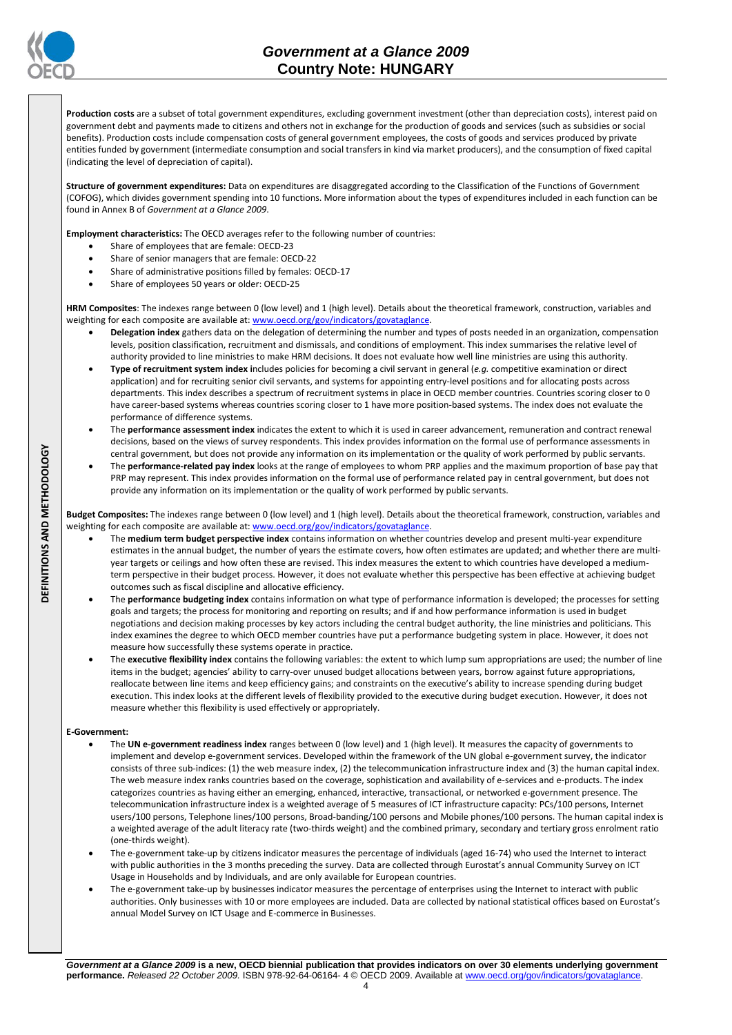**Production costs** are a subset of total government expenditures, excluding government investment (other than depreciation costs), interest paid on government debt and payments made to citizens and others not in exchange for the production of goods and services (such as subsidies or social benefits). Production costs include compensation costs of general government employees, the costs of goods and services produced by private entities funded by government (intermediate consumption and social transfers in kind via market producers), and the consumption of fixed capital (indicating the level of depreciation of capital).

**Structure of government expenditures:** Data on expenditures are disaggregated according to the Classification of the Functions of Government (COFOG), which divides government spending into 10 functions. More information about the types of expenditures included in each function can be found in Annex B of *Government at a Glance 2009*.

**Employment characteristics:** The OECD averages refer to the following number of countries:

- Share of employees that are female: OECD-23
- Share of senior managers that are female: OECD-22
- Share of administrative positions filled by females: OECD-17
- Share of employees 50 years or older: OECD-25

**HRM Composites**: The indexes range between 0 (low level) and 1 (high level). Details about the theoretical framework, construction, variables and weighting for each composite are available at: www.oecd.org/gov/indicators/govataglance.

- **Delegation index** gathers data on the delegation of determining the number and types of posts needed in an organization, compensation levels, position classification, recruitment and dismissals, and conditions of employment. This index summarises the relative level of authority provided to line ministries to make HRM decisions. It does not evaluate how well line ministries are using this authority.
- **Type of recruitment system index i**ncludes policies for becoming a civil servant in general (*e.g.* competitive examination or direct application) and for recruiting senior civil servants, and systems for appointing entry-level positions and for allocating posts across departments. This index describes a spectrum of recruitment systems in place in OECD member countries. Countries scoring closer to 0 have career-based systems whereas countries scoring closer to 1 have more position-based systems. The index does not evaluate the performance of difference systems.
- The **performance assessment index** indicates the extent to which it is used in career advancement, remuneration and contract renewal decisions, based on the views of survey respondents. This index provides information on the formal use of performance assessments in central government, but does not provide any information on its implementation or the quality of work performed by public servants.
- The **performance-related pay index** looks at the range of employees to whom PRP applies and the maximum proportion of base pay that PRP may represent. This index provides information on the formal use of performance related pay in central government, but does not provide any information on its implementation or the quality of work performed by public servants.

**Budget Composites:** The indexes range between 0 (low level) and 1 (high level). Details about the theoretical framework, construction, variables and weighting for each composite are available at: www.oecd.org/gov/indicators/govataglance.

- The **medium term budget perspective index** contains information on whether countries develop and present multi-year expenditure estimates in the annual budget, the number of years the estimate covers, how often estimates are updated; and whether there are multi-year targets or ceilings and how often these are revised. This index measures the extent to which countries have developed a medium-term perspective in their budget process. However, it does not evaluate whether this perspective has been effective at achieving budget outcomes such as fiscal discipline and allocative efficiency.
- The **performance budgeting index** contains information on what type of performance information is developed; the processes for setting goals and targets; the process for monitoring and reporting on results; and if and how performance information is used in budget negotiations and decision making processes by key actors including the central budget authority, the line ministries and politicians. This index examines the degree to which OECD member countries have put a performance budgeting system in place. However, it does not measure how successfully these systems operate in practice.
- The **executive flexibility index** contains the following variables: the extent to which lump sum appropriations are used; the number of line items in the budget; agencies' ability to carry-over unused budget allocations between years, borrow against future appropriations, reallocate between line items and keep efficiency gains; and constraints on the executive's ability to increase spending during budget execution. This index looks at the different levels of flexibility provided to the executive during budget execution. However, it does not measure whether this flexibility is used effectively or appropriately.

**E-Government:**

- The **UN e-government readiness index** ranges between 0 (low level) and 1 (high level). It measures the capacity of governments to implement and develop e-government services. Developed within the framework of the UN global e-government survey, the indicator consists of three sub-indices: (1) the web measure index, (2) the telecommunication infrastructure index and (3) the human capital index. The web measure index ranks countries based on the coverage, sophistication and availability of e-services and e-products. The index categorizes countries as having either an emerging, enhanced, interactive, transactional, or networked e-government presence. The telecommunication infrastructure index is a weighted average of 5 measures of ICT infrastructure capacity: PCs/100 persons, Internet users/100 persons, Telephone lines/100 persons, Broad-banding/100 persons and Mobile phones/100 persons. The human capital index is a weighted average of the adult literacy rate (two-thirds weight) and the combined primary, secondary and tertiary gross enrolment ratio (one-thirds weight).
- The e-government take-up by citizens indicator measures the percentage of individuals (aged 16-74) who used the Internet to interact with public authorities in the 3 months preceding the survey. Data are collected through Eurostat's annual Community Survey on ICT Usage in Households and by Individuals, and are only available for European countries.
- The e-government take-up by businesses indicator measures the percentage of enterprises using the Internet to interact with public authorities. Only businesses with 10 or more employees are included. Data are collected by national statistical offices based on Eurostat's annual Model Survey on ICT Usage and E-commerce in Businesses.